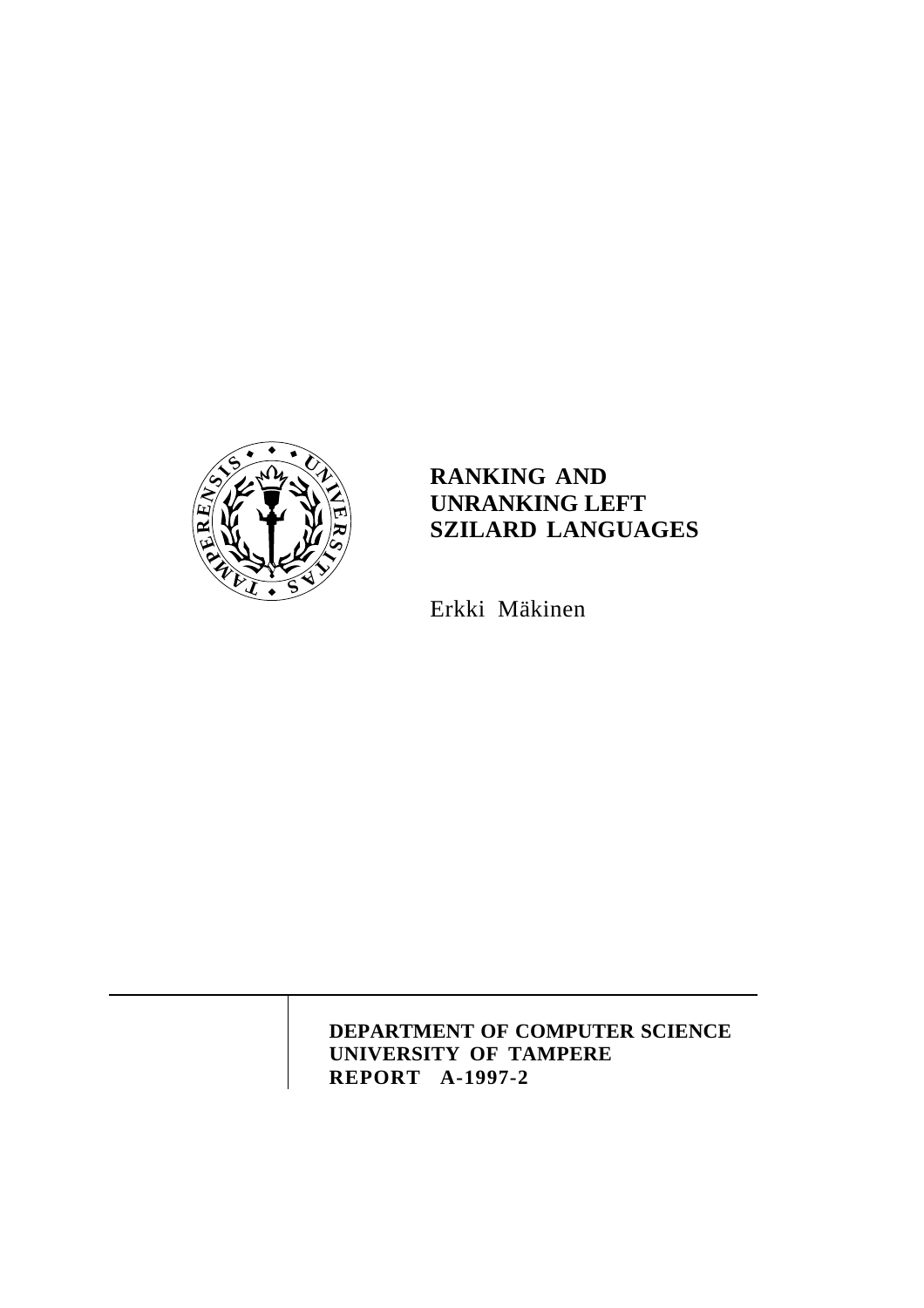# RANKING AND UNRANKING LEFT SZILARD LANGUAGES

Erkki Mäkinen

**DEPARTMENT OF COMPUTER SCIENCE**
**UNIVERSITY OF TAMPERE**
**REPORT A-1997-2**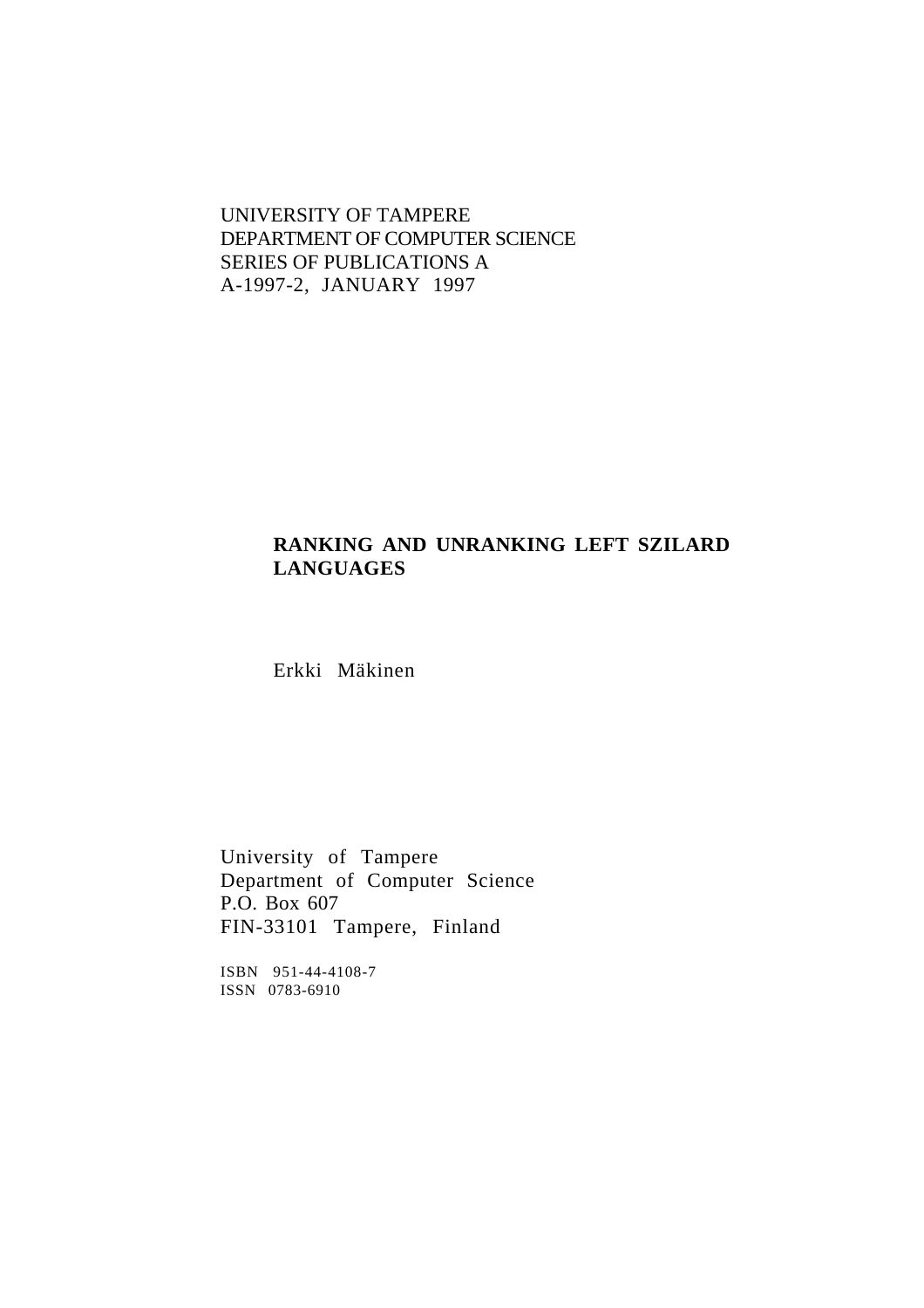UNIVERSITY OF TAMPERE
DEPARTMENT OF COMPUTER SCIENCE
SERIES OF PUBLICATIONS A
A-1997-2, JANUARY 1997

# RANKING AND UNRANKING LEFT SZILARD LANGUAGES

Erkki Mäkinen

University of Tampere
Department of Computer Science
P.O. Box 607
FIN-33101 Tampere, Finland

ISBN 951-44-4108-7
ISSN 0783-6910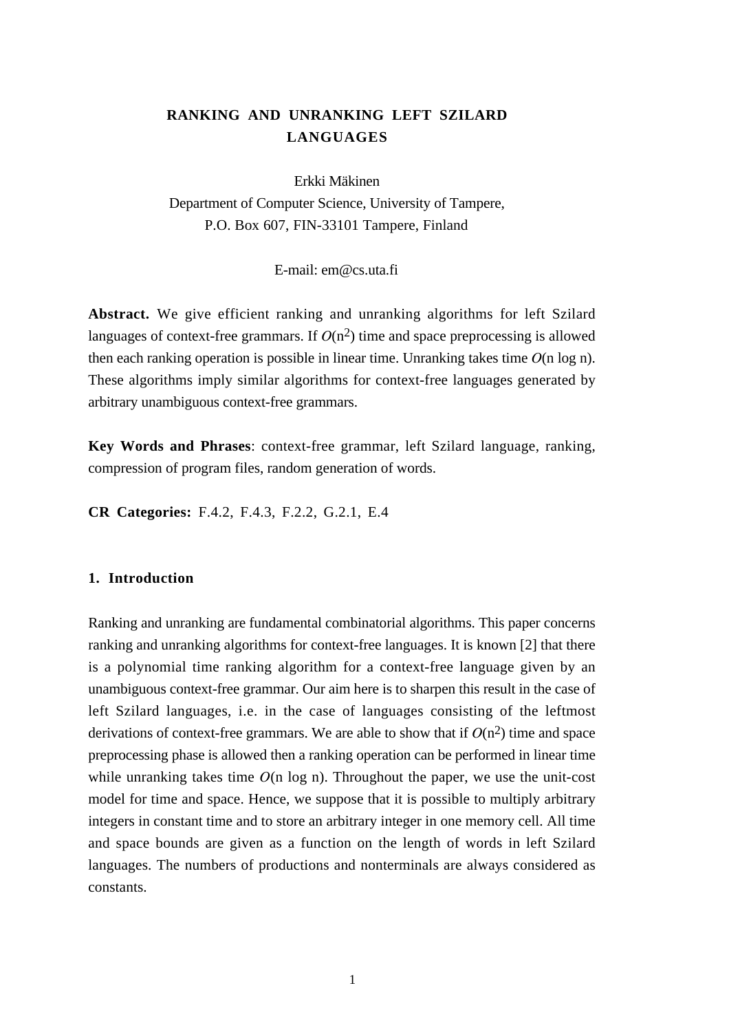# RANKING AND UNRANKING LEFT SZILARD LANGUAGES

Erkki Mäkinen
Department of Computer Science, University of Tampere,
P.O. Box 607, FIN-33101 Tampere, Finland

E-mail: em@cs.uta.fi

**Abstract.** We give efficient ranking and unranking algorithms for left Szilard languages of context-free grammars. If $O(n^2)$ time and space preprocessing is allowed then each ranking operation is possible in linear time. Unranking takes time $O(n \log n)$. These algorithms imply similar algorithms for context-free languages generated by arbitrary unambiguous context-free grammars.

**Key Words and Phrases**: context-free grammar, left Szilard language, ranking, compression of program files, random generation of words.

**CR Categories:** F.4.2, F.4.3, F.2.2, G.2.1, E.4

## 1. Introduction

Ranking and unranking are fundamental combinatorial algorithms. This paper concerns ranking and unranking algorithms for context-free languages. It is known [2] that there is a polynomial time ranking algorithm for a context-free language given by an unambiguous context-free grammar. Our aim here is to sharpen this result in the case of left Szilard languages, i.e. in the case of languages consisting of the leftmost derivations of context-free grammars. We are able to show that if $O(n^2)$ time and space preprocessing phase is allowed then a ranking operation can be performed in linear time while unranking takes time $O(n \log n)$. Throughout the paper, we use the unit-cost model for time and space. Hence, we suppose that it is possible to multiply arbitrary integers in constant time and to store an arbitrary integer in one memory cell. All time and space bounds are given as a function on the length of words in left Szilard languages. The numbers of productions and nonterminals are always considered as constants.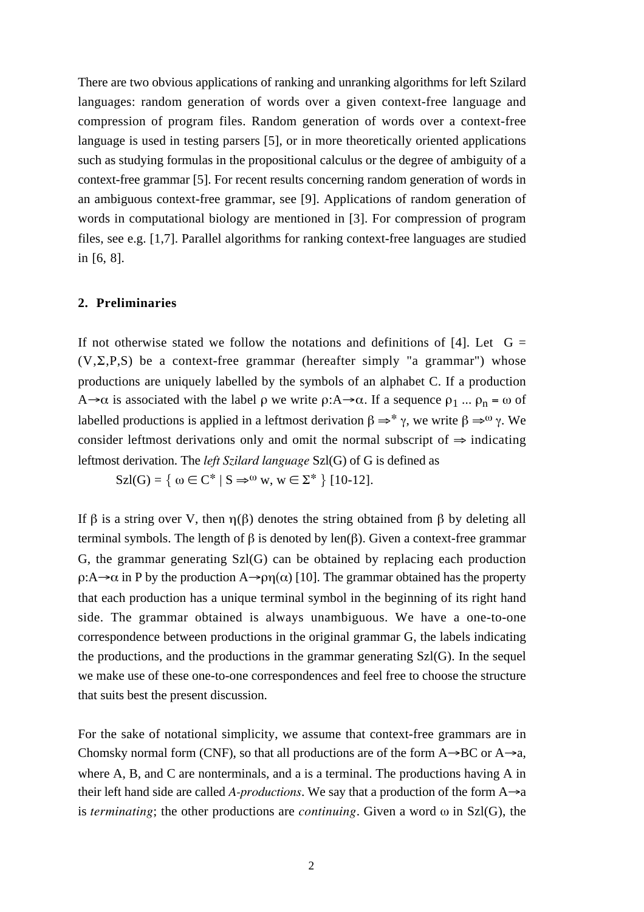There are two obvious applications of ranking and unranking algorithms for left Szilard languages: random generation of words over a given context-free language and compression of program files. Random generation of words over a context-free language is used in testing parsers [5], or in more theoretically oriented applications such as studying formulas in the propositional calculus or the degree of ambiguity of a context-free grammar [5]. For recent results concerning random generation of words in an ambiguous context-free grammar, see [9]. Applications of random generation of words in computational biology are mentioned in [3]. For compression of program files, see e.g. [1,7]. Parallel algorithms for ranking context-free languages are studied in [6, 8].

## 2. Preliminaries

If not otherwise stated we follow the notations and definitions of [4]. Let $G = (V,\Sigma,P,S)$ be a context-free grammar (hereafter simply "a grammar") whose productions are uniquely labelled by the symbols of an alphabet C. If a production $A \to \alpha$ is associated with the label $\rho$ we write $\rho{:}A \to \alpha$. If a sequence $\rho_1 \ldots \rho_n = \omega$ of labelled productions is applied in a leftmost derivation $\beta \Rightarrow^* \gamma$, we write $\beta \Rightarrow^{\omega} \gamma$. We consider leftmost derivations only and omit the normal subscript of $\Rightarrow$ indicating leftmost derivation. The *left Szilard language* Szl(G) of G is defined as

$$\mathrm{Szl}(G) = \{ \omega \in C^* \mid S \Rightarrow^{\omega} w, w \in \Sigma^* \} \text{ [10-12].}$$

If $\beta$ is a string over V, then $\eta(\beta)$ denotes the string obtained from $\beta$ by deleting all terminal symbols. The length of $\beta$ is denoted by $\mathrm{len}(\beta)$. Given a context-free grammar G, the grammar generating Szl(G) can be obtained by replacing each production $\rho{:}A \to \alpha$ in P by the production $A \to \rho\eta(\alpha)$ [10]. The grammar obtained has the property that each production has a unique terminal symbol in the beginning of its right hand side. The grammar obtained is always unambiguous. We have a one-to-one correspondence between productions in the original grammar G, the labels indicating the productions, and the productions in the grammar generating Szl(G). In the sequel we make use of these one-to-one correspondences and feel free to choose the structure that suits best the present discussion.

For the sake of notational simplicity, we assume that context-free grammars are in Chomsky normal form (CNF), so that all productions are of the form $A \to BC$ or $A \to a$, where A, B, and C are nonterminals, and a is a terminal. The productions having A in their left hand side are called *A-productions*. We say that a production of the form $A \to a$ is *terminating*; the other productions are *continuing*. Given a word $\omega$ in Szl(G), the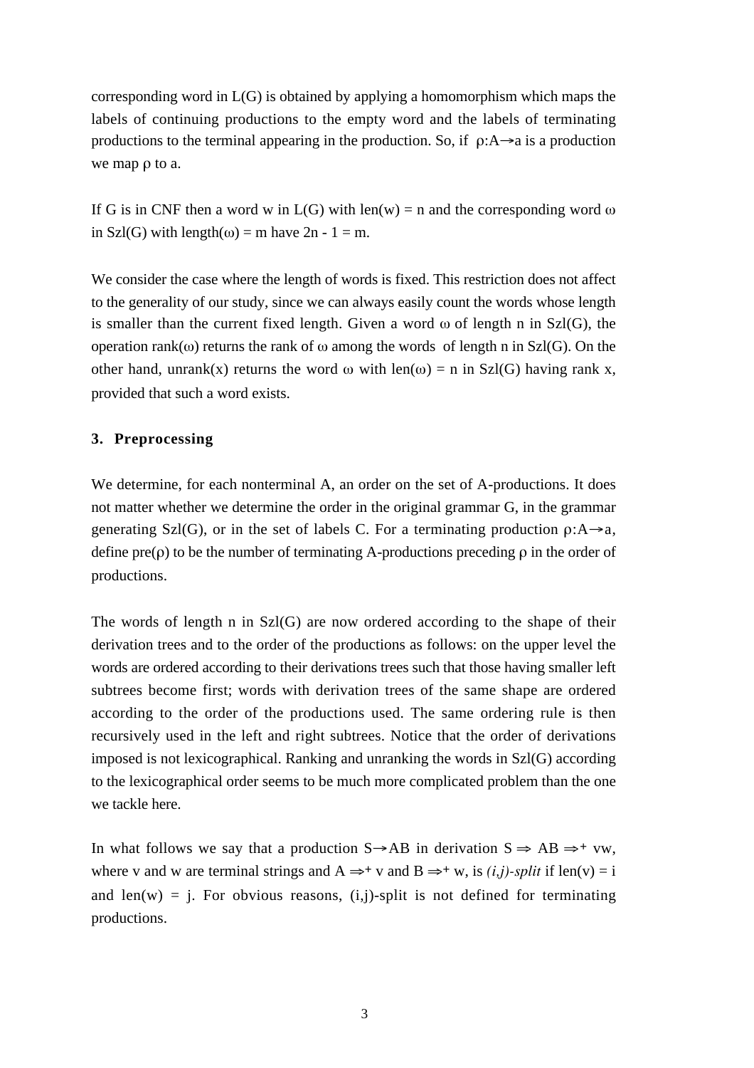corresponding word in L(G) is obtained by applying a homomorphism which maps the labels of continuing productions to the empty word and the labels of terminating productions to the terminal appearing in the production. So, if $\rho$:A$\rightarrow$a is a production we map $\rho$ to a.

If G is in CNF then a word w in L(G) with len(w) = n and the corresponding word $\omega$ in Szl(G) with length($\omega$) = m have 2n - 1 = m.

We consider the case where the length of words is fixed. This restriction does not affect to the generality of our study, since we can always easily count the words whose length is smaller than the current fixed length. Given a word $\omega$ of length n in Szl(G), the operation rank($\omega$) returns the rank of $\omega$ among the words of length n in Szl(G). On the other hand, unrank(x) returns the word $\omega$ with len($\omega$) = n in Szl(G) having rank x, provided that such a word exists.

### 3. Preprocessing

We determine, for each nonterminal A, an order on the set of A-productions. It does not matter whether we determine the order in the original grammar G, in the grammar generating Szl(G), or in the set of labels C. For a terminating production $\rho$:A$\rightarrow$a, define pre($\rho$) to be the number of terminating A-productions preceding $\rho$ in the order of productions.

The words of length n in Szl(G) are now ordered according to the shape of their derivation trees and to the order of the productions as follows: on the upper level the words are ordered according to their derivations trees such that those having smaller left subtrees become first; words with derivation trees of the same shape are ordered according to the order of the productions used. The same ordering rule is then recursively used in the left and right subtrees. Notice that the order of derivations imposed is not lexicographical. Ranking and unranking the words in Szl(G) according to the lexicographical order seems to be much more complicated problem than the one we tackle here.

In what follows we say that a production S$\rightarrow$AB in derivation S $\Rightarrow$ AB $\Rightarrow^+$ vw, where v and w are terminal strings and A $\Rightarrow^+$ v and B $\Rightarrow^+$ w, is *(i,j)-split* if len(v) = i and len(w) = j. For obvious reasons, (i,j)-split is not defined for terminating productions.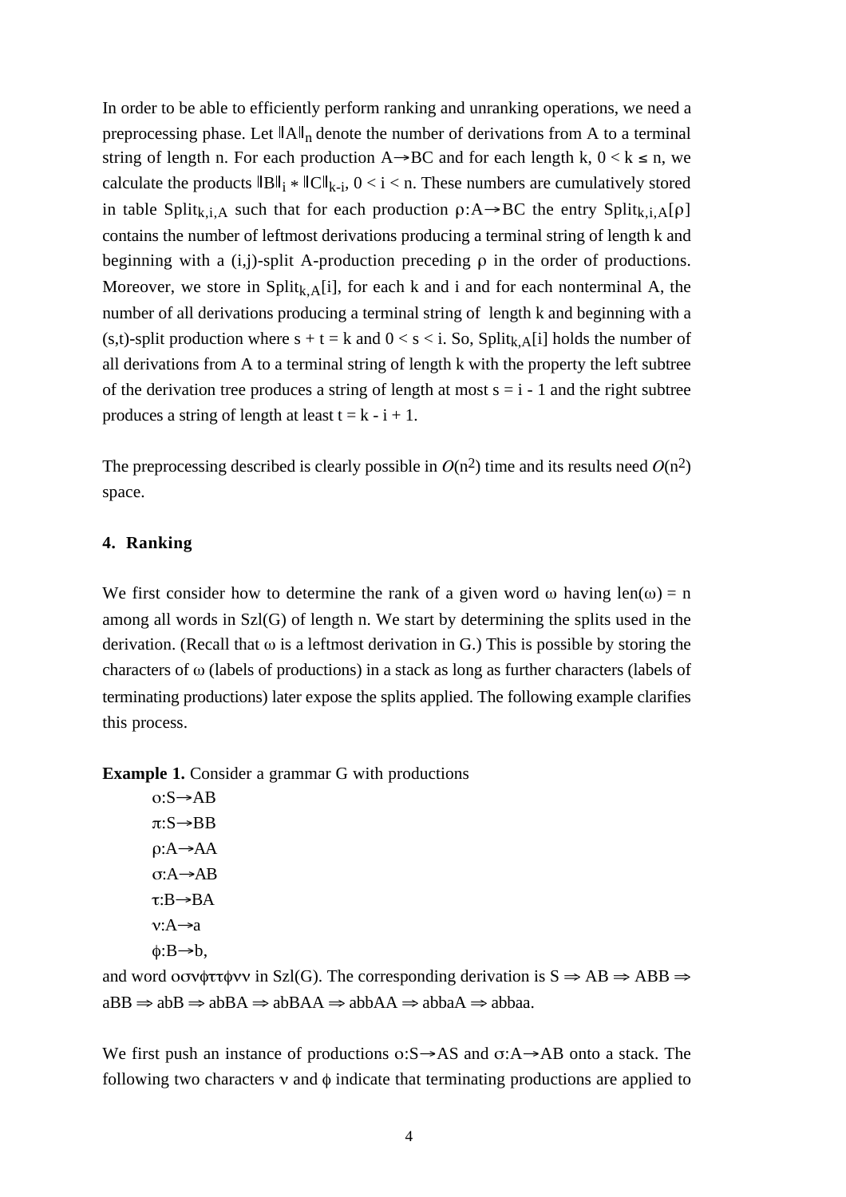In order to be able to efficiently perform ranking and unranking operations, we need a preprocessing phase. Let $\|A\|_n$ denote the number of derivations from A to a terminal string of length n. For each production A→BC and for each length k, $0 < k \leq n$, we calculate the products $\|B\|_i * \|C\|_{k-i}$, $0 < i < n$. These numbers are cumulatively stored in table $Split_{k,i,A}$ such that for each production ρ:A→BC the entry $Split_{k,i,A}[\rho]$ contains the number of leftmost derivations producing a terminal string of length k and beginning with a (i,j)-split A-production preceding ρ in the order of productions. Moreover, we store in $Split_{k,A}[i]$, for each k and i and for each nonterminal A, the number of all derivations producing a terminal string of length k and beginning with a (s,t)-split production where $s + t = k$ and $0 < s < i$. So, $Split_{k,A}[i]$ holds the number of all derivations from A to a terminal string of length k with the property the left subtree of the derivation tree produces a string of length at most $s = i - 1$ and the right subtree produces a string of length at least $t = k - i + 1$.

The preprocessing described is clearly possible in $O(n^2)$ time and its results need $O(n^2)$ space.

## 4. Ranking

We first consider how to determine the rank of a given word ω having len(ω) = n among all words in Szl(G) of length n. We start by determining the splits used in the derivation. (Recall that ω is a leftmost derivation in G.) This is possible by storing the characters of ω (labels of productions) in a stack as long as further characters (labels of terminating productions) later expose the splits applied. The following example clarifies this process.

**Example 1.** Consider a grammar G with productions

ο:S→AB
π:S→BB
ρ:A→AA
σ:A→AB
τ:B→BA
ν:A→a
φ:B→b,

and word οσνφττφνν in Szl(G). The corresponding derivation is S ⇒ AB ⇒ ABB ⇒ aBB ⇒ abB ⇒ abBA ⇒ abBAA ⇒ abbAA ⇒ abbaA ⇒ abbaa.

We first push an instance of productions ο:S→AS and σ:A→AB onto a stack. The following two characters ν and φ indicate that terminating productions are applied to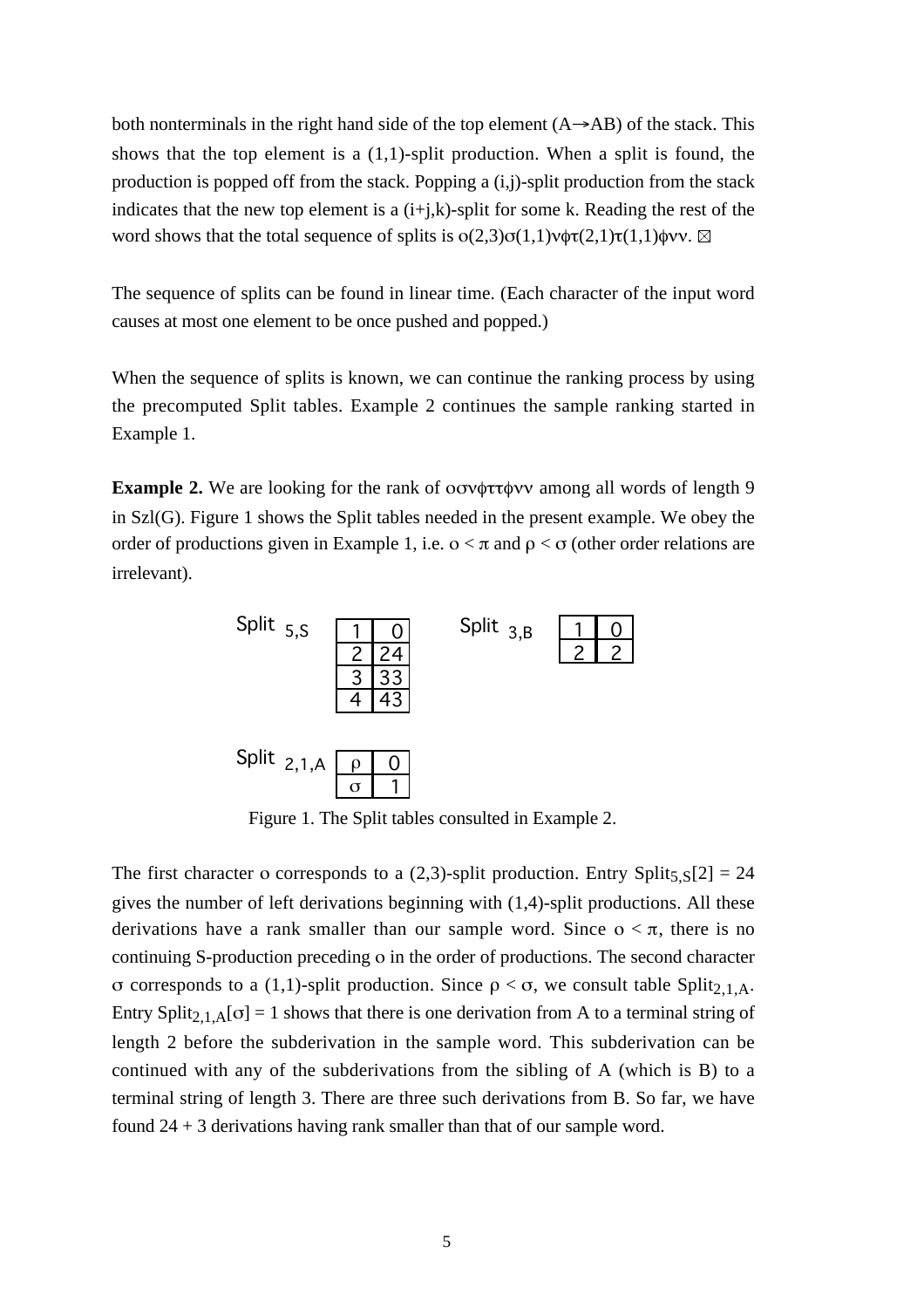both nonterminals in the right hand side of the top element (A→AB) of the stack. This shows that the top element is a (1,1)-split production. When a split is found, the production is popped off from the stack. Popping a (i,j)-split production from the stack indicates that the new top element is a (i+j,k)-split for some k. Reading the rest of the word shows that the total sequence of splits is $\omicron(2,3)\sigma(1,1)\nu\phi\tau(2,1)\tau(1,1)\phi\nu\nu$. ⊠

The sequence of splits can be found in linear time. (Each character of the input word causes at most one element to be once pushed and popped.)

When the sequence of splits is known, we can continue the ranking process by using the precomputed Split tables. Example 2 continues the sample ranking started in Example 1.

**Example 2.** We are looking for the rank of $\omicron\sigma\nu\phi\tau\tau\phi\nu\nu$ among all words of length 9 in Szl(G). Figure 1 shows the Split tables needed in the present example. We obey the order of productions given in Example 1, i.e. $\omicron < \pi$ and $\rho < \sigma$ (other order relations are irrelevant).

$\text{Split}_{5,S}$

| | |
|---|---|
| 1 | 0 |
| 2 | 24 |
| 3 | 33 |
| 4 | 43 |

$\text{Split}_{3,B}$

| | |
|---|---|
| 1 | 0 |
| 2 | 2 |

$\text{Split}_{2,1,A}$

| | |
|---|---|
| $\rho$ | 0 |
| $\sigma$ | 1 |

Figure 1. The Split tables consulted in Example 2.

The first character $\omicron$ corresponds to a (2,3)-split production. Entry $\text{Split}_{5,S}[2] = 24$ gives the number of left derivations beginning with (1,4)-split productions. All these derivations have a rank smaller than our sample word. Since $\omicron < \pi$, there is no continuing S-production preceding $\omicron$ in the order of productions. The second character $\sigma$ corresponds to a (1,1)-split production. Since $\rho < \sigma$, we consult table $\text{Split}_{2,1,A}$. Entry $\text{Split}_{2,1,A}[\sigma] = 1$ shows that there is one derivation from A to a terminal string of length 2 before the subderivation in the sample word. This subderivation can be continued with any of the subderivations from the sibling of A (which is B) to a terminal string of length 3. There are three such derivations from B. So far, we have found 24 + 3 derivations having rank smaller than that of our sample word.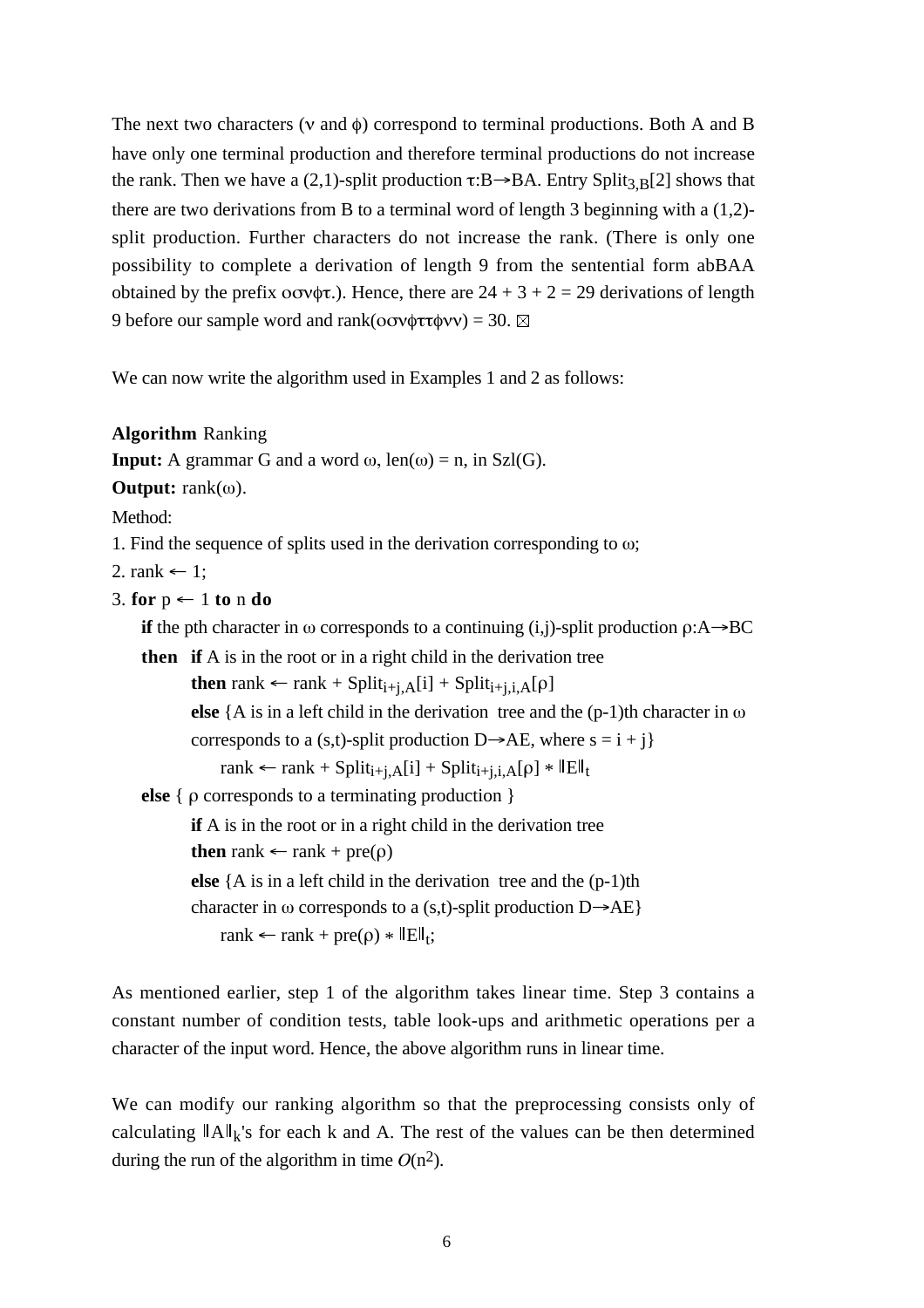The next two characters ($\nu$ and $\phi$) correspond to terminal productions. Both A and B have only one terminal production and therefore terminal productions do not increase the rank. Then we have a (2,1)-split production $\tau$:B→BA. Entry $\text{Split}_{3,B}[2]$ shows that there are two derivations from B to a terminal word of length 3 beginning with a (1,2)-split production. Further characters do not increase the rank. (There is only one possibility to complete a derivation of length 9 from the sentential form abBAA obtained by the prefix $o\sigma\nu\phi\tau$.). Hence, there are 24 + 3 + 2 = 29 derivations of length 9 before our sample word and rank($o\sigma\nu\phi\tau\tau\phi\nu\nu$) = 30. ⊠

We can now write the algorithm used in Examples 1 and 2 as follows:

**Algorithm** Ranking

**Input:** A grammar G and a word $\omega$, len($\omega$) = n, in Szl(G).

**Output:** rank($\omega$).

Method:

1. Find the sequence of splits used in the derivation corresponding to $\omega$;
2. rank ← 1;
3. **for** p ← 1 **to** n **do**

   **if** the pth character in $\omega$ corresponds to a continuing (i,j)-split production $\rho$:A→BC

   **then** **if** A is in the root or in a right child in the derivation tree

   **then** rank ← rank + $\text{Split}_{i+j,A}[i]$ + $\text{Split}_{i+j,i,A}[\rho]$

   **else** {A is in a left child in the derivation tree and the (p-1)th character in $\omega$ corresponds to a (s,t)-split production D→AE, where s = i + j}

   rank ← rank + $\text{Split}_{i+j,A}[i]$ + $\text{Split}_{i+j,i,A}[\rho] * \|E\|_t$

   **else** { $\rho$ corresponds to a terminating production }

   **if** A is in the root or in a right child in the derivation tree

   **then** rank ← rank + pre($\rho$)

   **else** {A is in a left child in the derivation tree and the (p-1)th character in $\omega$ corresponds to a (s,t)-split production D→AE}

   rank ← rank + pre($\rho$) $* \|E\|_t$;

As mentioned earlier, step 1 of the algorithm takes linear time. Step 3 contains a constant number of condition tests, table look-ups and arithmetic operations per a character of the input word. Hence, the above algorithm runs in linear time.

We can modify our ranking algorithm so that the preprocessing consists only of calculating $\|A\|_k$'s for each k and A. The rest of the values can be then determined during the run of the algorithm in time $O(n^2)$.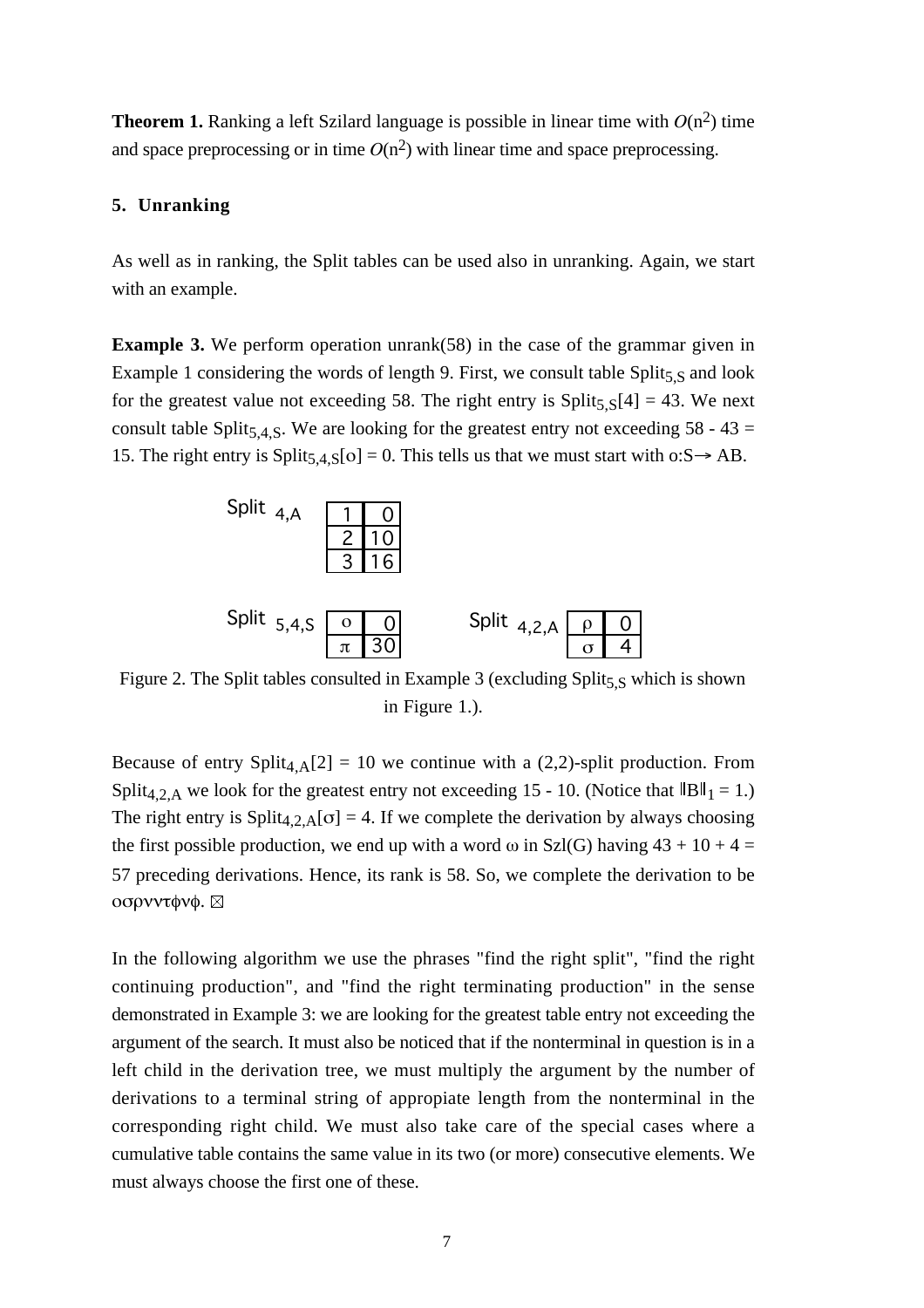**Theorem 1.** Ranking a left Szilard language is possible in linear time with $O(n^2)$ time and space preprocessing or in time $O(n^2)$ with linear time and space preprocessing.

## 5. Unranking

As well as in ranking, the Split tables can be used also in unranking. Again, we start with an example.

**Example 3.** We perform operation unrank(58) in the case of the grammar given in Example 1 considering the words of length 9. First, we consult table $\text{Split}_{5,S}$ and look for the greatest value not exceeding 58. The right entry is $\text{Split}_{5,S}[4] = 43$. We next consult table $\text{Split}_{5,4,S}$. We are looking for the greatest entry not exceeding $58 - 43 = 15$. The right entry is $\text{Split}_{5,4,S}[o] = 0$. This tells us that we must start with o:S→ AB.

Split $_{4,A}$

| | |
|---|---|
| 1 | 0 |
| 2 | 10 |
| 3 | 16 |

Split $_{5,4,S}$

| | |
|---|---|
| ο | 0 |
| π | 30 |

Split $_{4,2,A}$

| | |
|---|---|
| ρ | 0 |
| σ | 4 |

Figure 2. The Split tables consulted in Example 3 (excluding $\text{Split}_{5,S}$ which is shown in Figure 1.).

Because of entry $\text{Split}_{4,A}[2] = 10$ we continue with a (2,2)-split production. From $\text{Split}_{4,2,A}$ we look for the greatest entry not exceeding 15 - 10. (Notice that $\|B\|_1 = 1$.) The right entry is $\text{Split}_{4,2,A}[\sigma] = 4$. If we complete the derivation by always choosing the first possible production, we end up with a word ω in Szl(G) having $43 + 10 + 4 = 57$ preceding derivations. Hence, its rank is 58. So, we complete the derivation to be οσρννταφνφ. ⊠

In the following algorithm we use the phrases "find the right split", "find the right continuing production", and "find the right terminating production" in the sense demonstrated in Example 3: we are looking for the greatest table entry not exceeding the argument of the search. It must also be noticed that if the nonterminal in question is in a left child in the derivation tree, we must multiply the argument by the number of derivations to a terminal string of appropiate length from the nonterminal in the corresponding right child. We must also take care of the special cases where a cumulative table contains the same value in its two (or more) consecutive elements. We must always choose the first one of these.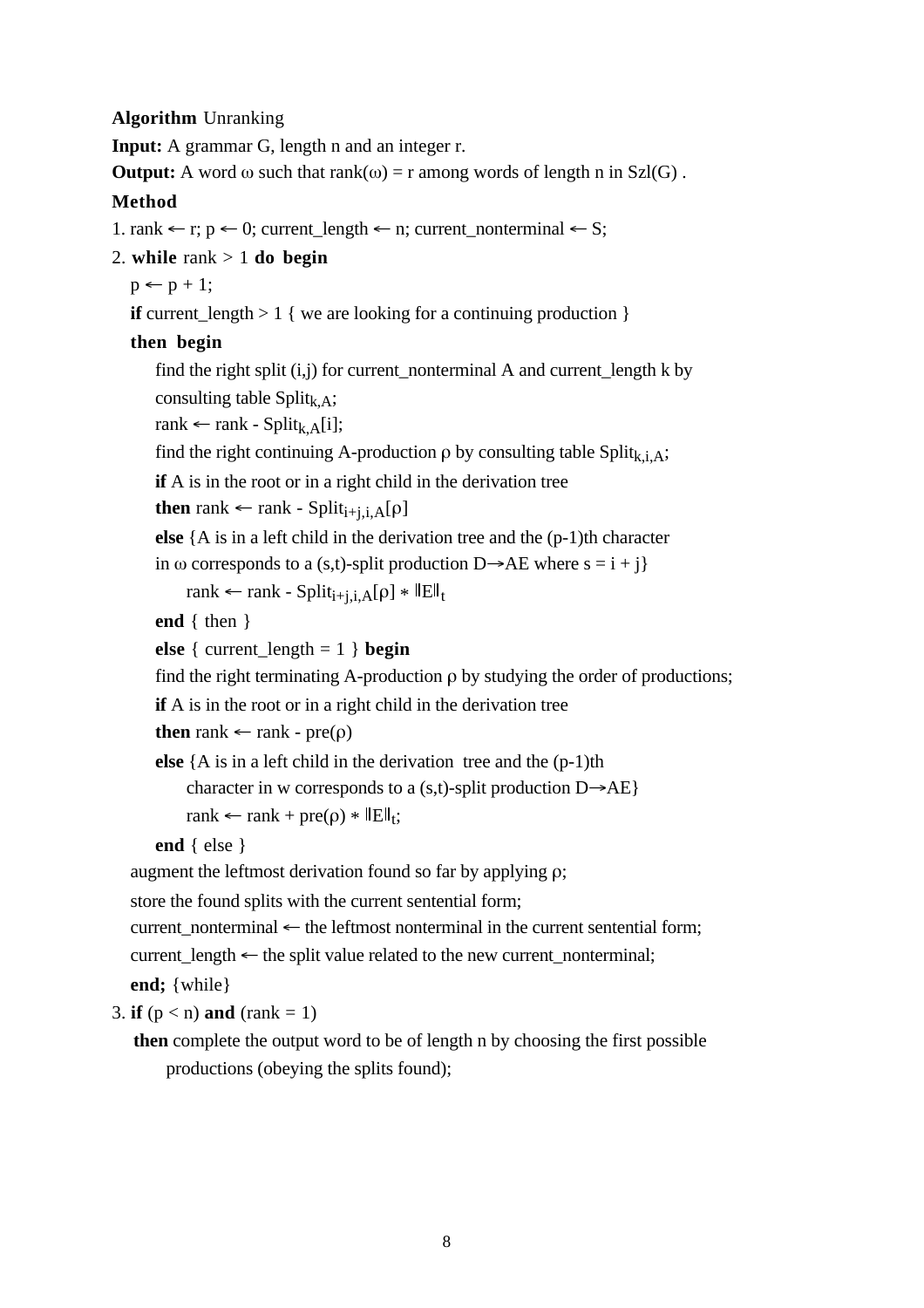**Algorithm** Unranking

**Input:** A grammar G, length n and an integer r.

**Output:** A word ω such that rank(ω) = r among words of length n in Szl(G) .

**Method**

1. rank ← r; p ← 0; current_length ← n; current_nonterminal ← S;
2. **while** rank > 1 **do begin**

   p ← p + 1;

   **if** current_length > 1 { we are looking for a continuing production }

   **then begin**

   find the right split (i,j) for current_nonterminal A and current_length k by consulting table $Split_{k,A}$;

   rank ← rank - $Split_{k,A}[i]$;

   find the right continuing A-production ρ by consulting table $Split_{k,i,A}$;

   **if** A is in the root or in a right child in the derivation tree

   **then** rank ← rank - $Split_{i+j,i,A}[\rho]$

   **else** {A is in a left child in the derivation tree and the (p-1)th character in ω corresponds to a (s,t)-split production D→AE where s = i + j}

   rank ← rank - $Split_{i+j,i,A}[\rho] * \|E\|_t$

   **end** { then }

   **else** { current_length = 1 } **begin**

   find the right terminating A-production ρ by studying the order of productions;

   **if** A is in the root or in a right child in the derivation tree

   **then** rank ← rank - pre(ρ)

   **else** {A is in a left child in the derivation tree and the (p-1)th character in w corresponds to a (s,t)-split production D→AE}

   rank ← rank + pre(ρ) * $\|E\|_t$;

   **end** { else }

   augment the leftmost derivation found so far by applying ρ;

   store the found splits with the current sentential form;

   current_nonterminal ← the leftmost nonterminal in the current sentential form;

   current_length ← the split value related to the new current_nonterminal;

   **end;** {while}

3. **if** (p < n) **and** (rank = 1)

   **then** complete the output word to be of length n by choosing the first possible productions (obeying the splits found);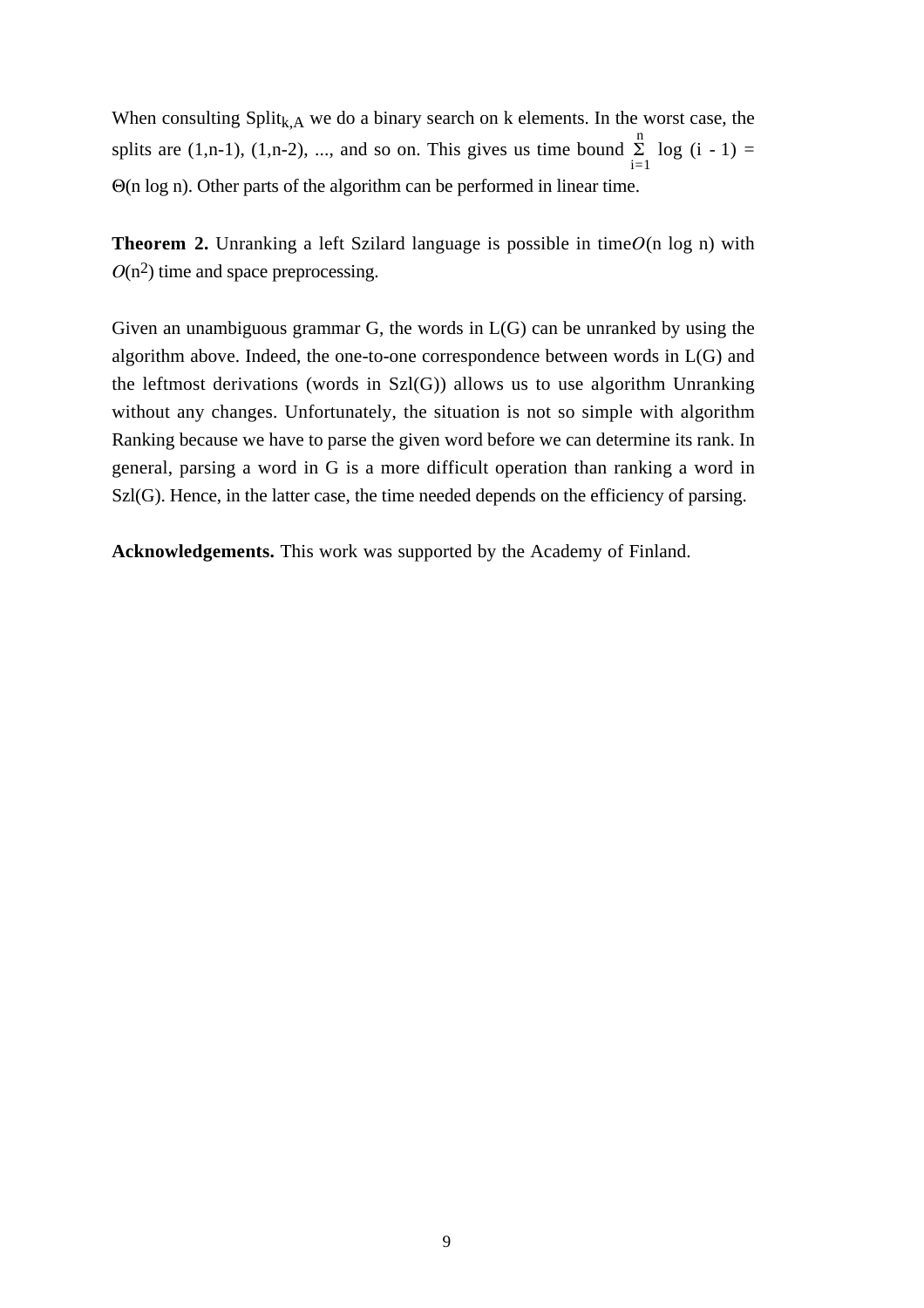When consulting $\text{Split}_{k,A}$ we do a binary search on k elements. In the worst case, the splits are (1,n-1), (1,n-2), ..., and so on. This gives us time bound $\sum_{i=1}^{n} \log(i-1) = \Theta(n \log n)$. Other parts of the algorithm can be performed in linear time.

**Theorem 2.** Unranking a left Szilard language is possible in time $O(n \log n)$ with $O(n^2)$ time and space preprocessing.

Given an unambiguous grammar G, the words in L(G) can be unranked by using the algorithm above. Indeed, the one-to-one correspondence between words in L(G) and the leftmost derivations (words in Szl(G)) allows us to use algorithm Unranking without any changes. Unfortunately, the situation is not so simple with algorithm Ranking because we have to parse the given word before we can determine its rank. In general, parsing a word in G is a more difficult operation than ranking a word in Szl(G). Hence, in the latter case, the time needed depends on the efficiency of parsing.

**Acknowledgements.** This work was supported by the Academy of Finland.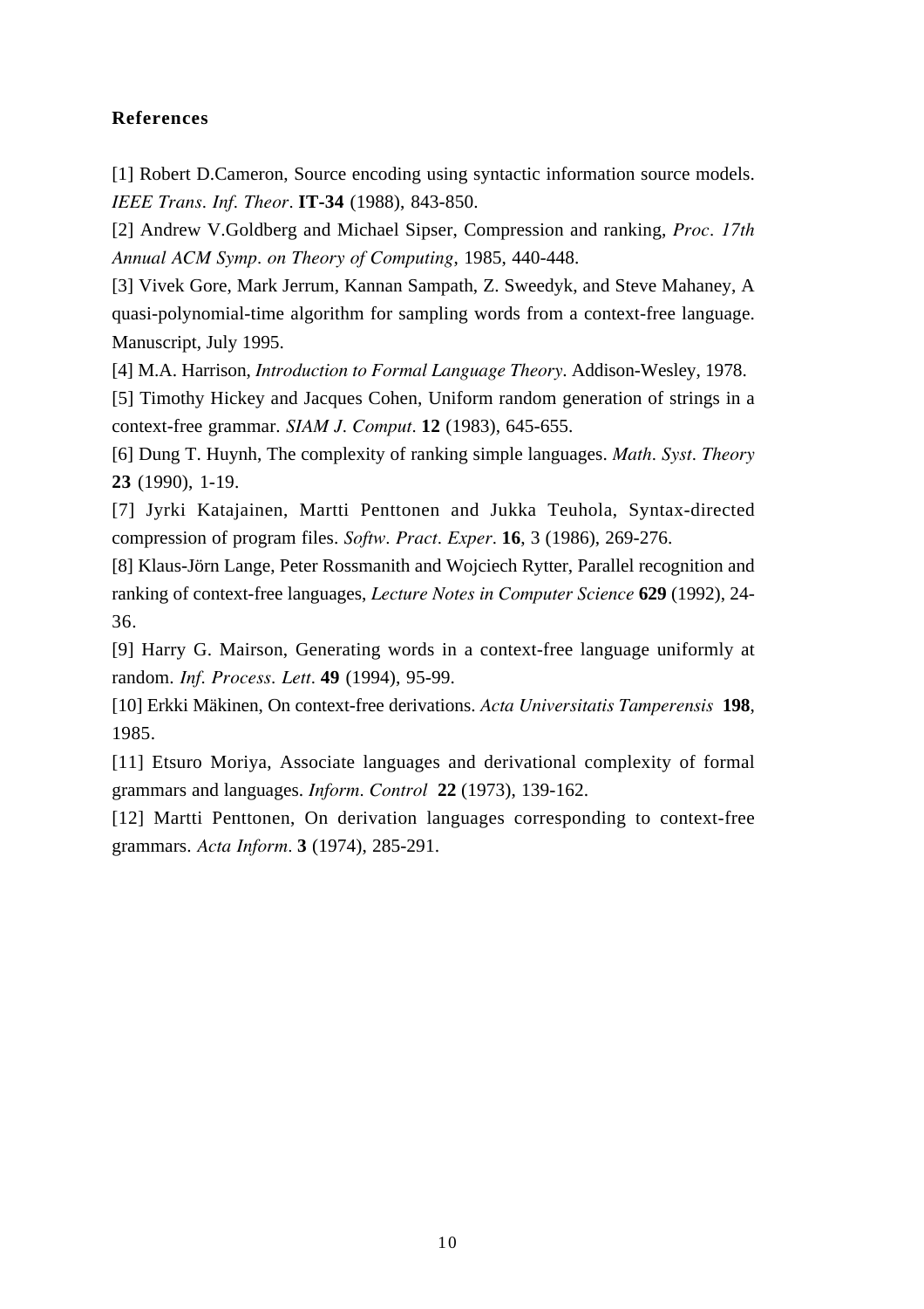**References**

[1] Robert D.Cameron, Source encoding using syntactic information source models. *IEEE Trans. Inf. Theor.* **IT-34** (1988), 843-850.

[2] Andrew V.Goldberg and Michael Sipser, Compression and ranking, *Proc. 17th Annual ACM Symp. on Theory of Computing*, 1985, 440-448.

[3] Vivek Gore, Mark Jerrum, Kannan Sampath, Z. Sweedyk, and Steve Mahaney, A quasi-polynomial-time algorithm for sampling words from a context-free language. Manuscript, July 1995.

[4] M.A. Harrison, *Introduction to Formal Language Theory*. Addison-Wesley, 1978.

[5] Timothy Hickey and Jacques Cohen, Uniform random generation of strings in a context-free grammar. *SIAM J. Comput.* **12** (1983), 645-655.

[6] Dung T. Huynh, The complexity of ranking simple languages. *Math. Syst. Theory* **23** (1990), 1-19.

[7] Jyrki Katajainen, Martti Penttonen and Jukka Teuhola, Syntax-directed compression of program files. *Softw. Pract. Exper.* **16**, 3 (1986), 269-276.

[8] Klaus-Jörn Lange, Peter Rossmanith and Wojciech Rytter, Parallel recognition and ranking of context-free languages, *Lecture Notes in Computer Science* **629** (1992), 24-36.

[9] Harry G. Mairson, Generating words in a context-free language uniformly at random. *Inf. Process. Lett.* **49** (1994), 95-99.

[10] Erkki Mäkinen, On context-free derivations. *Acta Universitatis Tamperensis* **198**, 1985.

[11] Etsuro Moriya, Associate languages and derivational complexity of formal grammars and languages. *Inform. Control* **22** (1973), 139-162.

[12] Martti Penttonen, On derivation languages corresponding to context-free grammars. *Acta Inform.* **3** (1974), 285-291.